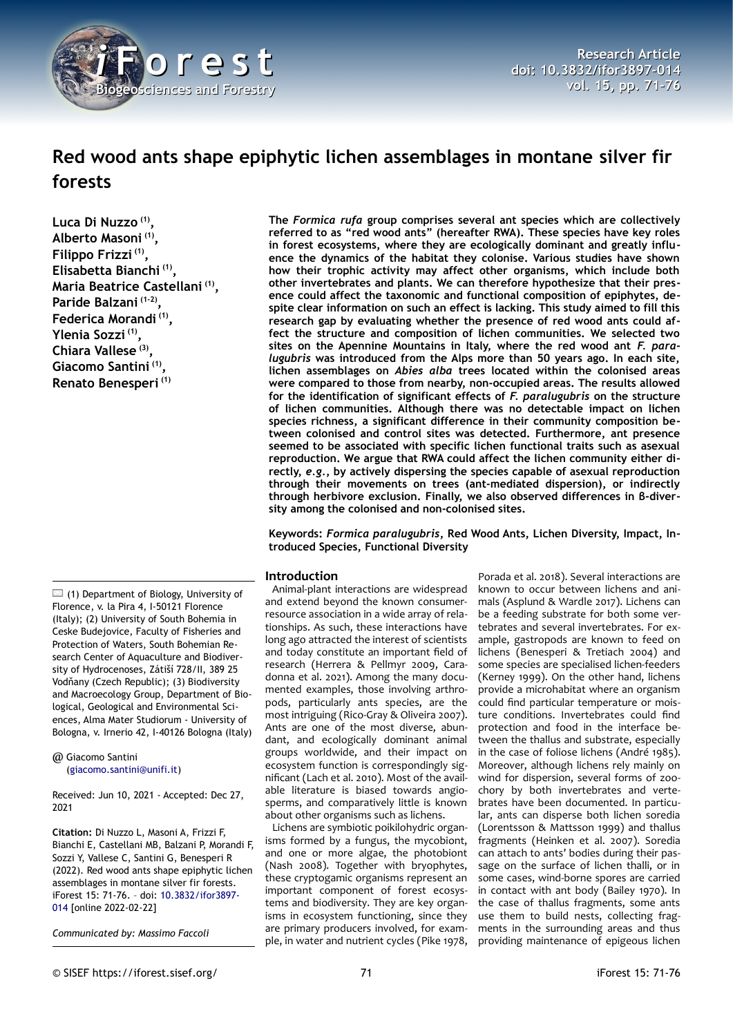# Red wood ants shape epiphytic lichen assemblages in montane silver fir forests

**Luca Di Nuzzo [1], Alberto Masoni [1], Filippo Frizzi [1], Elisabetta Bianchi [1], Maria Beatrice Castellani [1], Paride Balzani [1-2], Federica Morandi [1], Ylenia Sozzi [1], Chiara Vallese [3], Giacomo Santini [1], Renato Benesperi [1]**

**The *Formica rufa* group comprises several ant species which are collectively referred to as "red wood ants" (hereafter RWA). These species have key roles in forest ecosystems, where they are ecologically dominant and greatly influence the dynamics of the habitat they colonise. Various studies have shown how their trophic activity may affect other organisms, which include both other invertebrates and plants. We can therefore hypothesize that their presence could affect the taxonomic and functional composition of epiphytes, despite clear information on such an effect is lacking. This study aimed to fill this research gap by evaluating whether the presence of red wood ants could affect the structure and composition of lichen communities. We selected two sites on the Apennine Mountains in Italy, where the red wood ant *F. paralugubris* was introduced from the Alps more than 50 years ago. In each site, lichen assemblages on *Abies alba* trees located within the colonised areas were compared to those from nearby, non-occupied areas. The results allowed for the identification of significant effects of *F. paralugubris* on the structure of lichen communities. Although there was no detectable impact on lichen species richness, a significant difference in their community composition between colonised and control sites was detected. Furthermore, ant presence seemed to be associated with specific lichen functional traits such as asexual reproduction. We argue that RWA could affect the lichen community either directly, *e.g.*, by actively dispersing the species capable of asexual reproduction through their movements on trees (ant-mediated dispersion), or indirectly through herbivore exclusion. Finally, we also observed differences in β-diversity among the colonised and non-colonised sites.**

**Keywords: *Formica paralugubris*, Red Wood Ants, Lichen Diversity, Impact, Introduced Species, Functional Diversity**

(1) Department of Biology, University of Florence, v. la Pira 4, I-50121 Florence (Italy); (2) University of South Bohemia in Ceske Budejovice, Faculty of Fisheries and Protection of Waters, South Bohemian Research Center of Aquaculture and Biodiversity of Hydrocenoses, Zátiší 728/II, 389 25 Vodňany (Czech Republic); (3) Biodiversity and Macroecology Group, Department of Biological, Geological and Environmental Sciences, Alma Mater Studiorum - University of Bologna, v. Irnerio 42, I-40126 Bologna (Italy)

@ Giacomo Santini (giacomo.santini@unifi.it)

Received: Jun 10, 2021 - Accepted: Dec 27, 2021

**Citation:** Di Nuzzo L, Masoni A, Frizzi F, Bianchi E, Castellani MB, Balzani P, Morandi F, Sozzi Y, Vallese C, Santini G, Benesperi R (2022). Red wood ants shape epiphytic lichen assemblages in montane silver fir forests. iForest 15: 71-76. – doi: 10.3832/ifor3897-014 [online 2022-02-22]

*Communicated by: Massimo Faccoli*

## Introduction

Animal-plant interactions are widespread and extend beyond the known consumer-resource association in a wide array of relationships. As such, these interactions have long ago attracted the interest of scientists and today constitute an important field of research (Herrera & Pellmyr 2009, Caradonna et al. 2021). Among the many documented examples, those involving arthropods, particularly ants species, are the most intriguing (Rico-Gray & Oliveira 2007). Ants are one of the most diverse, abundant, and ecologically dominant animal groups worldwide, and their impact on ecosystem function is correspondingly significant (Lach et al. 2010). Most of the available literature is biased towards angiosperms, and comparatively little is known about other organisms such as lichens.

Lichens are symbiotic poikilohydric organisms formed by a fungus, the mycobiont, and one or more algae, the photobiont (Nash 2008). Together with bryophytes, these cryptogamic organisms represent an important component of forest ecosystems and biodiversity. They are key organisms in ecosystem functioning, since they are primary producers involved, for example, in water and nutrient cycles (Pike 1978, Porada et al. 2018). Several interactions are known to occur between lichens and animals (Asplund & Wardle 2017). Lichens can be a feeding substrate for both some vertebrates and several invertebrates. For example, gastropods are known to feed on lichens (Benesperi & Tretiach 2004) and some species are specialised lichen-feeders (Kerney 1999). On the other hand, lichens provide a microhabitat where an organism could find particular temperature or moisture conditions. Invertebrates could find protection and food in the interface between the thallus and substrate, especially in the case of foliose lichens (André 1985). Moreover, although lichens rely mainly on wind for dispersion, several forms of zoochory by both invertebrates and vertebrates have been documented. In particular, ants can disperse both lichen soredia (Lorentsson & Mattsson 1999) and thallus fragments (Heinken et al. 2007). Soredia can attach to ants' bodies during their passage on the surface of lichen thalli, or in some cases, wind-borne spores are carried in contact with ant body (Bailey 1970). In the case of thallus fragments, some ants use them to build nests, collecting fragments in the surrounding areas and thus providing maintenance of epigeous lichen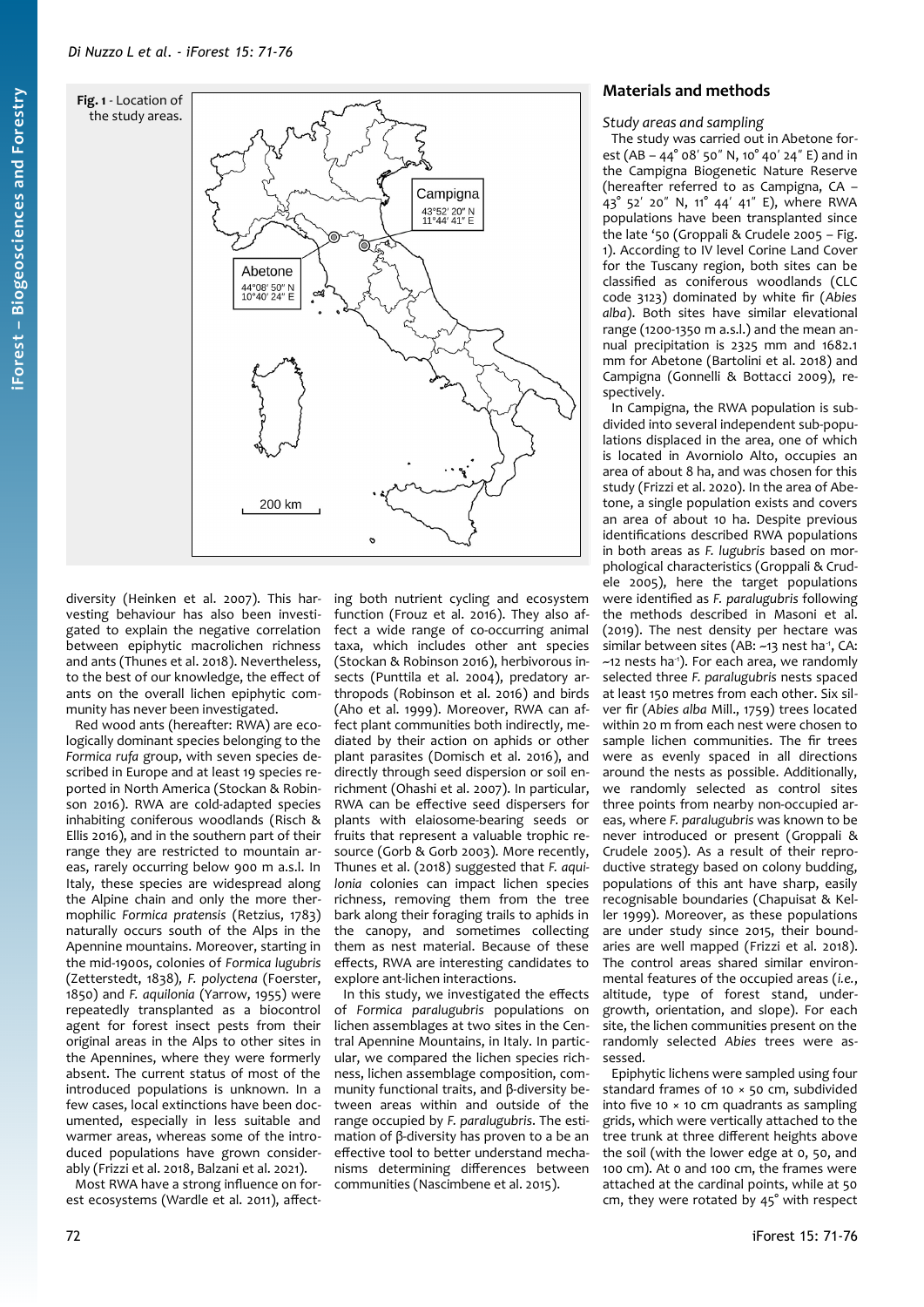Fig. 1 - Location of the study areas.

diversity (Heinken et al. 2007). This harvesting behaviour has also been investigated to explain the negative correlation between epiphytic macrolichen richness and ants (Thunes et al. 2018). Nevertheless, to the best of our knowledge, the effect of ants on the overall lichen epiphytic community has never been investigated.

Red wood ants (hereafter: RWA) are ecologically dominant species belonging to the *Formica rufa* group, with seven species described in Europe and at least 19 species reported in North America (Stockan & Robinson 2016). RWA are cold-adapted species inhabiting coniferous woodlands (Risch & Ellis 2016), and in the southern part of their range they are restricted to mountain areas, rarely occurring below 900 m a.s.l. In Italy, these species are widespread along the Alpine chain and only the more thermophilic *Formica pratensis* (Retzius, 1783) naturally occurs south of the Alps in the Apennine mountains. Moreover, starting in the mid-1900s, colonies of *Formica lugubris* (Zetterstedt, 1838), *F. polyctena* (Foerster, 1850) and *F. aquilonia* (Yarrow, 1955) were repeatedly transplanted as a biocontrol agent for forest insect pests from their original areas in the Alps to other sites in the Apennines, where they were formerly absent. The current status of most of the introduced populations is unknown. In a few cases, local extinctions have been documented, especially in less suitable and warmer areas, whereas some of the introduced populations have grown considerably (Frizzi et al. 2018, Balzani et al. 2021).

Most RWA have a strong influence on forest ecosystems (Wardle et al. 2011), affecting both nutrient cycling and ecosystem function (Frouz et al. 2016). They also affect a wide range of co-occurring animal taxa, which includes other ant species (Stockan & Robinson 2016), herbivorous insects (Punttila et al. 2004), predatory arthropods (Robinson et al. 2016) and birds (Aho et al. 1999). Moreover, RWA can affect plant communities both indirectly, mediated by their action on aphids or other plant parasites (Domisch et al. 2016), and directly through seed dispersion or soil enrichment (Ohashi et al. 2007). In particular, RWA can be effective seed dispersers for plants with elaiosome-bearing seeds or fruits that represent a valuable trophic resource (Gorb & Gorb 2003). More recently, Thunes et al. (2018) suggested that *F. aquilonia* colonies can impact lichen species richness, removing them from the tree bark along their foraging trails to aphids in the canopy, and sometimes collecting them as nest material. Because of these effects, RWA are interesting candidates to explore ant-lichen interactions.

In this study, we investigated the effects of *Formica paralugubris* populations on lichen assemblages at two sites in the Central Apennine Mountains, in Italy. In particular, we compared the lichen species richness, lichen assemblage composition, community functional traits, and β-diversity between areas within and outside of the range occupied by *F. paralugubris*. The estimation of β-diversity has proven to a be an effective tool to better understand mechanisms determining differences between communities (Nascimbene et al. 2015).

## Materials and methods

### Study areas and sampling

The study was carried out in Abetone forest (AB – 44° 08′ 50″ N, 10° 40′ 24″ E) and in the Campigna Biogenetic Nature Reserve (hereafter referred to as Campigna, CA – 43° 52′ 20″ N, 11° 44′ 41″ E), where RWA populations have been transplanted since the late '50 (Groppali & Crudele 2005 – Fig. 1). According to IV level Corine Land Cover for the Tuscany region, both sites can be classified as coniferous woodlands (CLC code 3123) dominated by white fir (*Abies alba*). Both sites have similar elevational range (1200-1350 m a.s.l.) and the mean annual precipitation is 2325 mm and 1682.1 mm for Abetone (Bartolini et al. 2018) and Campigna (Gonnelli & Bottacci 2009), respectively.

In Campigna, the RWA population is subdivided into several independent sub-populations displaced in the area, one of which is located in Avorniolo Alto, occupies an area of about 8 ha, and was chosen for this study (Frizzi et al. 2020). In the area of Abetone, a single population exists and covers an area of about 10 ha. Despite previous identifications described RWA populations in both areas as *F. lugubris* based on morphological characteristics (Groppali & Crudele 2005), here the target populations were identified as *F. paralugubris* following the methods described in Masoni et al. (2019). The nest density per hectare was similar between sites (AB: ~13 nest ha$^{-1}$, CA: ~12 nests ha$^{-1}$). For each area, we randomly selected three *F. paralugubris* nests spaced at least 150 metres from each other. Six silver fir (*Abies alba* Mill., 1759) trees located within 20 m from each nest were chosen to sample lichen communities. The fir trees were as evenly spaced in all directions around the nests as possible. Additionally, we randomly selected as control sites three points from nearby non-occupied areas, where *F. paralugubris* was known to be never introduced or present (Groppali & Crudele 2005). As a result of their reproductive strategy based on colony budding, populations of this ant have sharp, easily recognisable boundaries (Chapuisat & Keller 1999). Moreover, as these populations are under study since 2015, their boundaries are well mapped (Frizzi et al. 2018). The control areas shared similar environmental features of the occupied areas (*i.e.*, altitude, type of forest stand, undergrowth, orientation, and slope). For each site, the lichen communities present on the randomly selected *Abies* trees were assessed.

Epiphytic lichens were sampled using four standard frames of 10 × 50 cm, subdivided into five 10 × 10 cm quadrants as sampling grids, which were vertically attached to the tree trunk at three different heights above the soil (with the lower edge at 0, 50, and 100 cm). At 0 and 100 cm, the frames were attached at the cardinal points, while at 50 cm, they were rotated by 45° with respect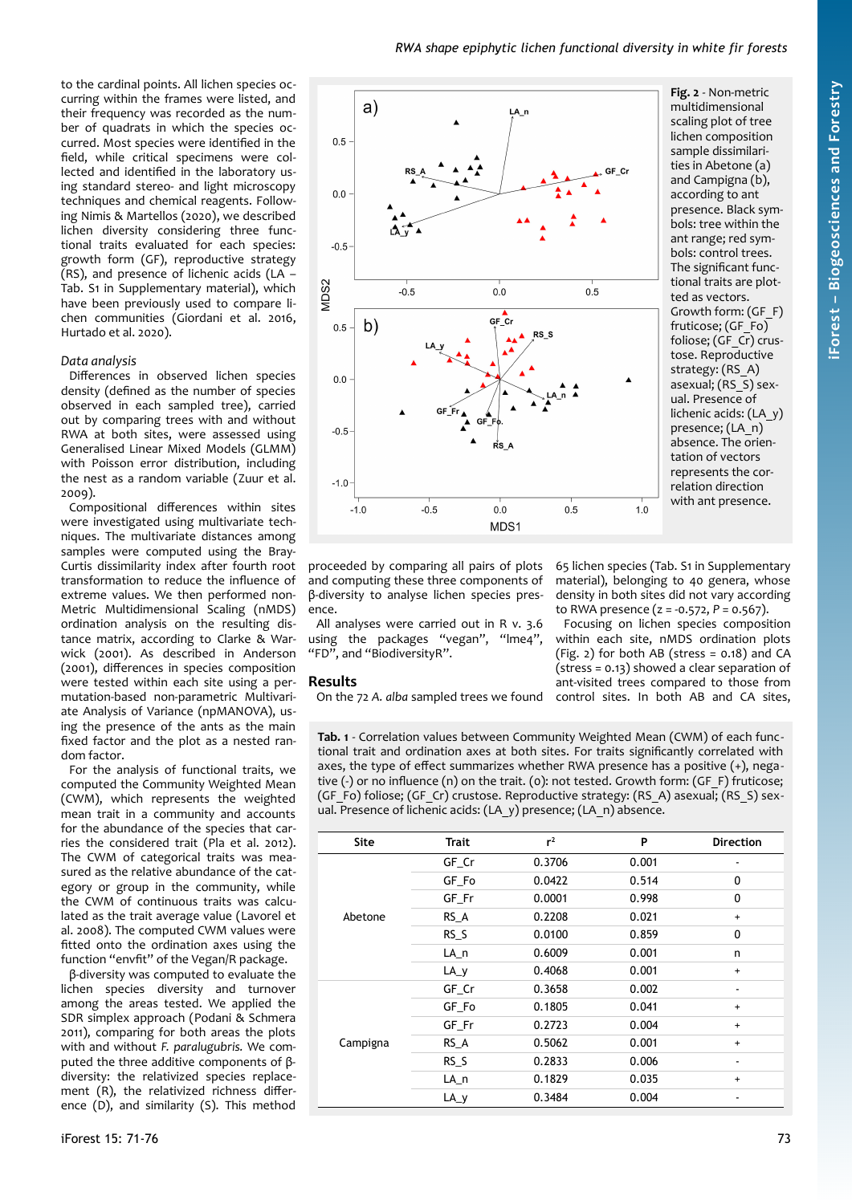to the cardinal points. All lichen species occurring within the frames were listed, and their frequency was recorded as the number of quadrats in which the species occurred. Most species were identified in the field, while critical specimens were collected and identified in the laboratory using standard stereo- and light microscopy techniques and chemical reagents. Following Nimis & Martellos (2020), we described lichen diversity considering three functional traits evaluated for each species: growth form (GF), reproductive strategy (RS), and presence of lichenic acids (LA – Tab. S1 in Supplementary material), which have been previously used to compare lichen communities (Giordani et al. 2016, Hurtado et al. 2020).

### Data analysis

Differences in observed lichen species density (defined as the number of species observed in each sampled tree), carried out by comparing trees with and without RWA at both sites, were assessed using Generalised Linear Mixed Models (GLMM) with Poisson error distribution, including the nest as a random variable (Zuur et al. 2009).

Compositional differences within sites were investigated using multivariate techniques. The multivariate distances among samples were computed using the Bray-Curtis dissimilarity index after fourth root transformation to reduce the influence of extreme values. We then performed non-Metric Multidimensional Scaling (nMDS) ordination analysis on the resulting distance matrix, according to Clarke & Warwick (2001). As described in Anderson (2001), differences in species composition were tested within each site using a permutation-based non-parametric Multivariate Analysis of Variance (npMANOVA), using the presence of the ants as the main fixed factor and the plot as a nested random factor.

For the analysis of functional traits, we computed the Community Weighted Mean (CWM), which represents the weighted mean trait in a community and accounts for the abundance of the species that carries the considered trait (Pla et al. 2012). The CWM of categorical traits was measured as the relative abundance of the category or group in the community, while the CWM of continuous traits was calculated as the trait average value (Lavorel et al. 2008). The computed CWM values were fitted onto the ordination axes using the function "envfit" of the Vegan/R package.

β-diversity was computed to evaluate the lichen species diversity and turnover among the areas tested. We applied the SDR simplex approach (Podani & Schmera 2011), comparing for both areas the plots with and without *F. paralugubris*. We computed the three additive components of β-diversity: the relativized species replacement (R), the relativized richness difference (D), and similarity (S). This method proceeded by comparing all pairs of plots and computing these three components of β-diversity to analyse lichen species presence.

All analyses were carried out in R v. 3.6 using the packages "vegan", "lme4", "FD", and "BiodiversityR".

## Results

On the 72 *A. alba* sampled trees we found 65 lichen species (Tab. S1 in Supplementary material), belonging to 40 genera, whose density in both sites did not vary according to RWA presence ($z = -0.572$, $P = 0.567$).

Focusing on lichen species composition within each site, nMDS ordination plots (Fig. 2) for both AB (stress = 0.18) and CA (stress = 0.13) showed a clear separation of ant-visited trees compared to those from control sites. In both AB and CA sites,

**Fig. 2** - Non-metric multidimensional scaling plot of tree lichen composition sample dissimilarities in Abetone (a) and Campigna (b), according to ant presence. Black symbols: tree within the ant range; red symbols: control trees. The significant functional traits are plotted as vectors. Growth form: (GF_F) fruticose; (GF_Fo) foliose; (GF_Cr) crustose. Reproductive strategy: (RS_A) asexual; (RS_S) sexual. Presence of lichenic acids: (LA_y) presence; (LA_n) absence. The orientation of vectors represents the correlation direction with ant presence.

**Tab. 1** - Correlation values between Community Weighted Mean (CWM) of each functional trait and ordination axes at both sites. For traits significantly correlated with axes, the type of effect summarizes whether RWA presence has a positive (+), negative (-) or no influence (n) on the trait. (o): not tested. Growth form: (GF_F) fruticose; (GF_Fo) foliose; (GF_Cr) crustose. Reproductive strategy: (RS_A) asexual; (RS_S) sexual. Presence of lichenic acids: (LA_y) presence; (LA_n) absence.

| Site | Trait | $r^2$ | P | Direction |
|---|---|---|---|---|
| Abetone | GF_Cr | 0.3706 | 0.001 | - |
| | GF_Fo | 0.0422 | 0.514 | 0 |
| | GF_Fr | 0.0001 | 0.998 | 0 |
| | RS_A | 0.2208 | 0.021 | + |
| | RS_S | 0.0100 | 0.859 | 0 |
| | LA_n | 0.6009 | 0.001 | n |
| | LA_y | 0.4068 | 0.001 | + |
| Campigna | GF_Cr | 0.3658 | 0.002 | - |
| | GF_Fo | 0.1805 | 0.041 | + |
| | GF_Fr | 0.2723 | 0.004 | + |
| | RS_A | 0.5062 | 0.001 | + |
| | RS_S | 0.2833 | 0.006 | - |
| | LA_n | 0.1829 | 0.035 | + |
| | LA_y | 0.3484 | 0.004 | - |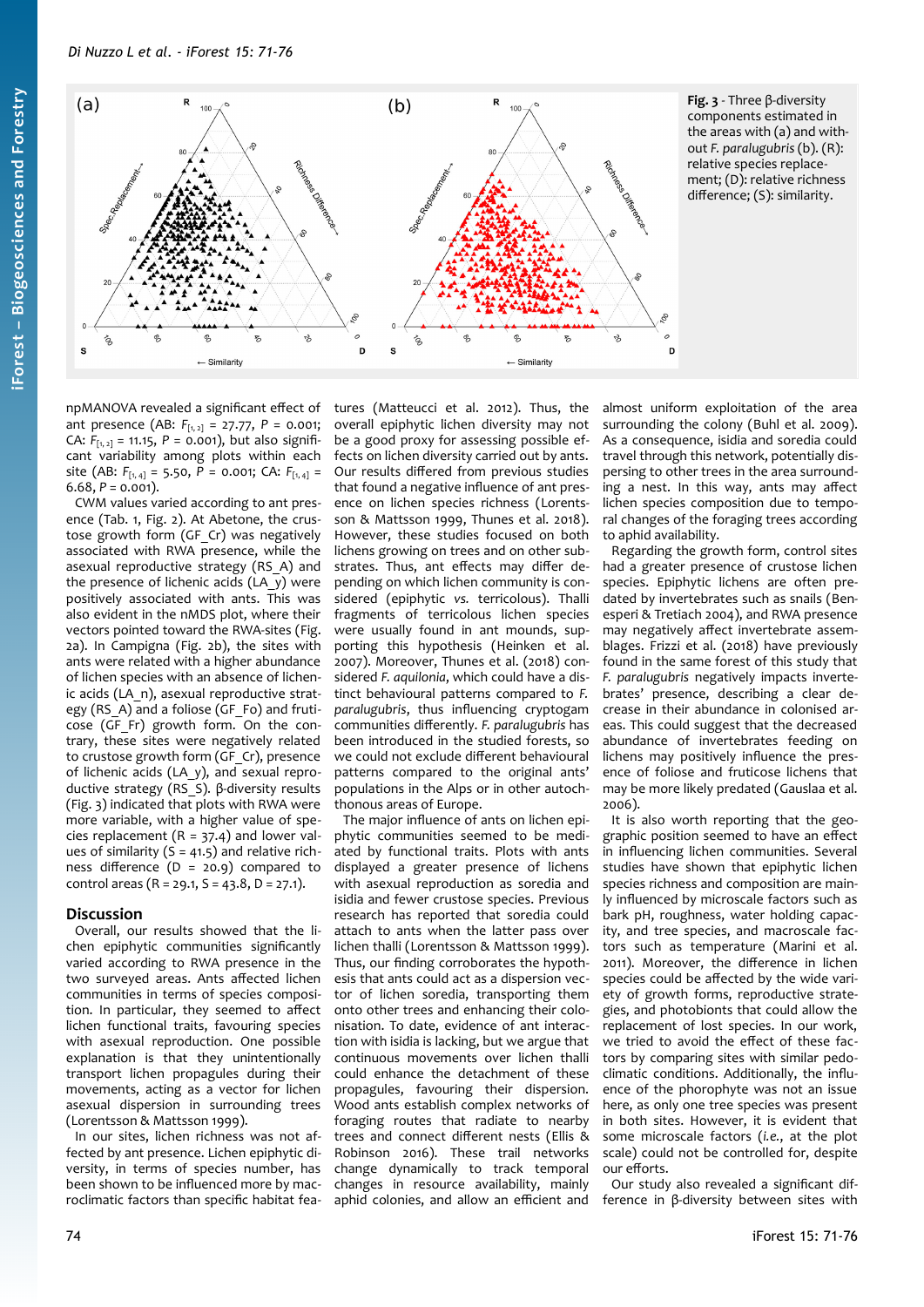Fig. 3 - Three β-diversity components estimated in the areas with (a) and without *F. paralugubris* (b). (R): relative species replacement; (D): relative richness difference; (S): similarity.

npMANOVA revealed a significant effect of ant presence (AB: $F_{[1, 2]}$ = 27.77, P = 0.001; CA: $F_{[1, 2]}$ = 11.15, P = 0.001), but also significant variability among plots within each site (AB: $F_{[1, 4]}$ = 5.50, P = 0.001; CA: $F_{[1, 4]}$ = 6.68, P = 0.001).

CWM values varied according to ant presence (Tab. 1, Fig. 2). At Abetone, the crustose growth form (GF_Cr) was negatively associated with RWA presence, while the asexual reproductive strategy (RS_A) and the presence of lichenic acids (LA_y) were positively associated with ants. This was also evident in the nMDS plot, where their vectors pointed toward the RWA-sites (Fig. 2a). In Campigna (Fig. 2b), the sites with ants were related with a higher abundance of lichen species with an absence of lichenic acids (LA_n), asexual reproductive strategy (RS_A) and a foliose (GF_Fo) and fruticose (GF_Fr) growth form. On the contrary, these sites were negatively related to crustose growth form (GF_Cr), presence of lichenic acids (LA_y), and sexual reproductive strategy (RS_S). β-diversity results (Fig. 3) indicated that plots with RWA were more variable, with a higher value of species replacement (R = 37.4) and lower values of similarity (S = 41.5) and relative richness difference (D = 20.9) compared to control areas (R = 29.1, S = 43.8, D = 27.1).

## Discussion

Overall, our results showed that the lichen epiphytic communities significantly varied according to RWA presence in the two surveyed areas. Ants affected lichen communities in terms of species composition. In particular, they seemed to affect lichen functional traits, favouring species with asexual reproduction. One possible explanation is that they unintentionally transport lichen propagules during their movements, acting as a vector for lichen asexual dispersion in surrounding trees (Lorentsson & Mattsson 1999).

In our sites, lichen richness was not affected by ant presence. Lichen epiphytic diversity, in terms of species number, has been shown to be influenced more by macroclimatic factors than specific habitat features (Matteucci et al. 2012). Thus, the overall epiphytic lichen diversity may not be a good proxy for assessing possible effects on lichen diversity carried out by ants. Our results differed from previous studies that found a negative influence of ant presence on lichen species richness (Lorentsson & Mattsson 1999, Thunes et al. 2018). However, these studies focused on both lichens growing on trees and on other substrates. Thus, ant effects may differ depending on which lichen community is considered (epiphytic *vs.* terricolous). Thalli fragments of terricolous lichen species were usually found in ant mounds, supporting this hypothesis (Heinken et al. 2007). Moreover, Thunes et al. (2018) considered *F. aquilonia*, which could have a distinct behavioural patterns compared to *F. paralugubris*, thus influencing cryptogam communities differently. *F. paralugubris* has been introduced in the studied forests, so we could not exclude different behavioural patterns compared to the original ants' populations in the Alps or in other autochthonous areas of Europe.

The major influence of ants on lichen epiphytic communities seemed to be mediated by functional traits. Plots with ants displayed a greater presence of lichens with asexual reproduction such as soredia and isidia and fewer crustose species. Previous research has reported that soredia could attach to ants when the latter pass over lichen thalli (Lorentsson & Mattsson 1999). Thus, our finding corroborates the hypothesis that ants could act as a dispersion vector of lichen soredia, transporting them onto other trees and enhancing their colonisation. To date, evidence of ant interaction with isidia is lacking, but we argue that continuous movements over lichen thalli could enhance the detachment of these propagules, favouring their dispersion. Wood ants establish complex networks of foraging routes that radiate to nearby trees and connect different nests (Ellis & Robinson 2016). These trail networks change dynamically to track temporal changes in resource availability, mainly aphid colonies, and allow an efficient and almost uniform exploitation of the area surrounding the colony (Buhl et al. 2009). As a consequence, isidia and soredia could travel through this network, potentially dispersing to other trees in the area surrounding a nest. In this way, ants may affect lichen species composition due to temporal changes of the foraging trees according to aphid availability.

Regarding the growth form, control sites had a greater presence of crustose lichen species. Epiphytic lichens are often predated by invertebrates such as snails (Benesperi & Tretiach 2004), and RWA presence may negatively affect invertebrate assemblages. Frizzi et al. (2018) have previously found in the same forest of this study that *F. paralugubris* negatively impacts invertebrates' presence, describing a clear decrease in their abundance in colonised areas. This could suggest that the decreased abundance of invertebrates feeding on lichens may positively influence the presence of foliose and fruticose lichens that may be more likely predated (Gauslaa et al. 2006).

It is also worth reporting that the geographic position seemed to have an effect in influencing lichen communities. Several studies have shown that epiphytic lichen species richness and composition are mainly influenced by microscale factors such as bark pH, roughness, water holding capacity, and tree species, and macroscale factors such as temperature (Marini et al. 2011). Moreover, the difference in lichen species could be affected by the wide variety of growth forms, reproductive strategies, and photobionts that could allow the replacement of lost species. In our work, we tried to avoid the effect of these factors by comparing sites with similar pedoclimatic conditions. Additionally, the influence of the phorophyte was not an issue here, as only one tree species was present in both sites. However, it is evident that some microscale factors (*i.e.*, at the plot scale) could not be controlled for, despite our efforts.

Our study also revealed a significant difference in β-diversity between sites with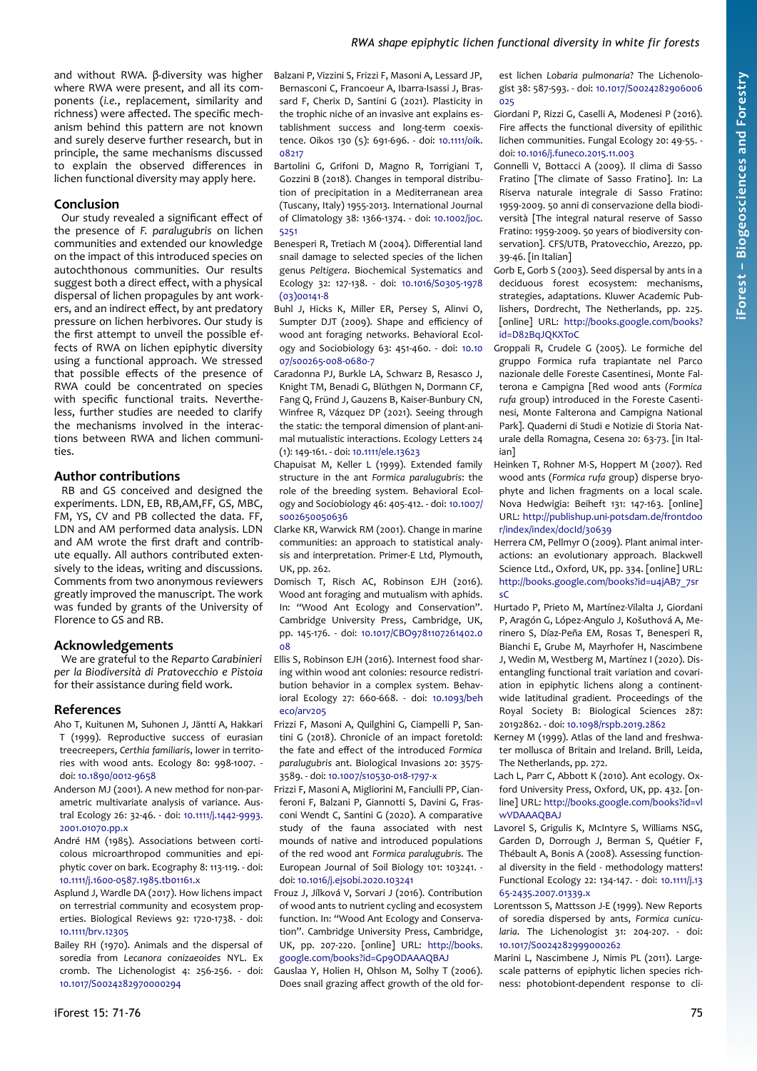and without RWA. β-diversity was higher where RWA were present, and all its components (*i.e.*, replacement, similarity and richness) were affected. The specific mechanism behind this pattern are not known and surely deserve further research, but in principle, the same mechanisms discussed to explain the observed differences in lichen functional diversity may apply here.

## Conclusion

Our study revealed a significant effect of the presence of *F. paralugubris* on lichen communities and extended our knowledge on the impact of this introduced species on autochthonous communities. Our results suggest both a direct effect, with a physical dispersal of lichen propagules by ant workers, and an indirect effect, by ant predatory pressure on lichen herbivores. Our study is the first attempt to unveil the possible effects of RWA on lichen epiphytic diversity using a functional approach. We stressed that possible effects of the presence of RWA could be concentrated on species with specific functional traits. Nevertheless, further studies are needed to clarify the mechanisms involved in the interactions between RWA and lichen communities.

## Author contributions

RB and GS conceived and designed the experiments. LDN, EB, RB,AM,FF, GS, MBC, FM, YS, CV and PB collected the data. FF, LDN and AM performed data analysis. LDN and AM wrote the first draft and contribute equally. All authors contributed extensively to the ideas, writing and discussions. Comments from two anonymous reviewers greatly improved the manuscript. The work was funded by grants of the University of Florence to GS and RB.

## Acknowledgements

We are grateful to the *Reparto Carabinieri per la Biodiversità di Pratovecchio e Pistoia* for their assistance during field work.

## References

Aho T, Kuitunen M, Suhonen J, Jäntti A, Hakkari T (1999). Reproductive success of eurasian treecreepers, *Certhia familiaris*, lower in territories with wood ants. Ecology 80: 998-1007. - doi: 10.1890/0012-9658

Anderson MJ (2001). A new method for non-parametric multivariate analysis of variance. Austral Ecology 26: 32-46. - doi: 10.1111/j.1442-9993.2001.01070.pp.x

André HM (1985). Associations between corticolous microarthropod communities and epiphytic cover on bark. Ecography 8: 113-119. - doi: 10.1111/j.1600-0587.1985.tb01161.x

Asplund J, Wardle DA (2017). How lichens impact on terrestrial community and ecosystem properties. Biological Reviews 92: 1720-1738. - doi: 10.1111/brv.12305

Bailey RH (1970). Animals and the dispersal of soredia from *Lecanora conizaeoides* NYL. Ex cromb. The Lichenologist 4: 256-256. - doi: 10.1017/S0024282970000294

Balzani P, Vizzini S, Frizzi F, Masoni A, Lessard JP, Bernasconi C, Francoeur A, Ibarra-Isassi J, Brassard F, Cherix D, Santini G (2021). Plasticity in the trophic niche of an invasive ant explains establishment success and long-term coexistence. Oikos 130 (5): 691-696. - doi: 10.1111/oik.08217

Bartolini G, Grifoni D, Magno R, Torrigiani T, Gozzini B (2018). Changes in temporal distribution of precipitation in a Mediterranean area (Tuscany, Italy) 1955-2013. International Journal of Climatology 38: 1366-1374. - doi: 10.1002/joc.5251

Benesperi R, Tretiach M (2004). Differential land snail damage to selected species of the lichen genus *Peltigera*. Biochemical Systematics and Ecology 32: 127-138. - doi: 10.1016/S0305-1978(03)00141-8

Buhl J, Hicks K, Miller ER, Persey S, Alinvi O, Sumpter DJT (2009). Shape and efficiency of wood ant foraging networks. Behavioral Ecology and Sociobiology 63: 451-460. - doi: 10.1007/s00265-008-0680-7

Caradonna PJ, Burkle LA, Schwarz B, Resasco J, Knight TM, Benadi G, Blüthgen N, Dormann CF, Fang Q, Fründ J, Gauzens B, Kaiser-Bunbury CN, Winfree R, Vázquez DP (2021). Seeing through the static: the temporal dimension of plant-animal mutualistic interactions. Ecology Letters 24 (1): 149-161. - doi: 10.1111/ele.13623

Chapuisat M, Keller L (1999). Extended family structure in the ant *Formica paralugubris*: the role of the breeding system. Behavioral Ecology and Sociobiology 46: 405-412. - doi: 10.1007/s002650050636

Clarke KR, Warwick RM (2001). Change in marine communities: an approach to statistical analysis and interpretation. Primer-E Ltd, Plymouth, UK, pp. 262.

Domisch T, Risch AC, Robinson EJH (2016). Wood ant foraging and mutualism with aphids. In: "Wood Ant Ecology and Conservation". Cambridge University Press, Cambridge, UK, pp. 145-176. - doi: 10.1017/CBO9781107261402.008

Ellis S, Robinson EJH (2016). Internest food sharing within wood ant colonies: resource redistribution behavior in a complex system. Behavioral Ecology 27: 660-668. - doi: 10.1093/beheco/arv205

Frizzi F, Masoni A, Quilghini G, Ciampelli P, Santini G (2018). Chronicle of an impact foretold: the fate and effect of the introduced *Formica paralugubris* ants. Biological Invasions 20: 3575-3589. - doi: 10.1007/s10530-018-1797-x

Frizzi F, Masoni A, Migliorini M, Fanciulli PP, Cianferoni F, Balzani P, Giannotti S, Davini G, Frasconi Wendt C, Santini G (2020). A comparative study of the fauna associated with nest mounds of native and introduced populations of the red wood ant *Formica paralugubris*. The European Journal of Soil Biology 101: 103241. - doi: 10.1016/j.ejsobi.2020.103241

Frouz J, Jílková V, Sorvari J (2016). Contribution of wood ants to nutrient cycling and ecosystem function. In: "Wood Ant Ecology and Conservation". Cambridge University Press, Cambridge, UK, pp. 207-220. [online] URL: http://books.google.com/books?id=Gp9ODAAAQBAJ

Gauslaa Y, Holien H, Ohlson M, Solhy T (2006). Does snail grazing affect growth of the old forest lichen *Lobaria pulmonaria*? The Lichenologist 38: 587-593. - doi: 10.1017/S0024282906006025

Giordani P, Rizzi G, Caselli A, Modenesi P (2016). Fire affects the functional diversity of epilithic lichen communities. Fungal Ecology 20: 49-55. - doi: 10.1016/j.funeco.2015.11.003

Gonnelli V, Bottacci A (2009). Il clima di Sasso Fratino [The climate of Sasso Fratino]. In: La Riserva naturale integrale di Sasso Fratino: 1959-2009. 50 anni di conservazione della biodiversità [The integral natural reserve of Sasso Fratino: 1959-2009. 50 years of biodiversity conservation]. CFS/UTB, Pratovecchio, Arezzo, pp. 39-46. [in Italian]

Gorb E, Gorb S (2003). Seed dispersal by ants in a deciduous forest ecosystem: mechanisms, strategies, adaptations. Kluwer Academic Publishers, Dordrecht, The Netherlands, pp. 225. [online] URL: http://books.google.com/books?id=D82BqJQKXToC

Groppali R, Crudele G (2005). Le formiche del gruppo Formica rufa trapiantate nel Parco nazionale delle Foreste Casentinesi, Monte Falterona e Campigna [Red wood ants (*Formica rufa* group) introduced in the Foreste Casentinesi, Monte Falterona and Campigna National Park]. Quaderni di Studi e Notizie di Storia Naturale della Romagna, Cesena 20: 63-73. [in Italian]

Heinken T, Rohner M-S, Hoppert M (2007). Red wood ants (*Formica rufa* group) disperse bryophyte and lichen fragments on a local scale. Nova Hedwigia: Beiheft 131: 147-163. [online] URL: http://publishup.uni-potsdam.de/frontdoor/index/index/docId/30639

Herrera CM, Pellmyr O (2009). Plant animal interactions: an evolutionary approach. Blackwell Science Ltd., Oxford, UK, pp. 334. [online] URL: http://books.google.com/books?id=u4jAB7_7srsC

Hurtado P, Prieto M, Martínez-Vilalta J, Giordani P, Aragón G, López-Angulo J, Košuthová A, Merinero S, Díaz-Peña EM, Rosas T, Benesperi R, Bianchi E, Grube M, Mayrhofer H, Nascimbene J, Wedin M, Westberg M, Martínez I (2020). Disentangling functional trait variation and covariation in epiphytic lichens along a continent-wide latitudinal gradient. Proceedings of the Royal Society B: Biological Sciences 287: 20192862. - doi: 10.1098/rspb.2019.2862

Kerney M (1999). Atlas of the land and freshwater mollusca of Britain and Ireland. Brill, Leida, The Netherlands, pp. 272.

Lach L, Parr C, Abbott K (2010). Ant ecology. Oxford University Press, Oxford, UK, pp. 432. [online] URL: http://books.google.com/books?id=vlwVDAAAQBAJ

Lavorel S, Grigulis K, McIntyre S, Williams NSG, Garden D, Dorrough J, Berman S, Quétier F, Thébault A, Bonis A (2008). Assessing functional diversity in the field - methodology matters! Functional Ecology 22: 134-147. - doi: 10.1111/j.1365-2435.2007.01339.x

Lorentsson S, Mattsson J-E (1999). New Reports of soredia dispersed by ants, *Formica cunicularia*. The Lichenologist 31: 204-207. - doi: 10.1017/S0024282999000262

Marini L, Nascimbene J, Nimis PL (2011). Large-scale patterns of epiphytic lichen species richness: photobiont-dependent response to cli-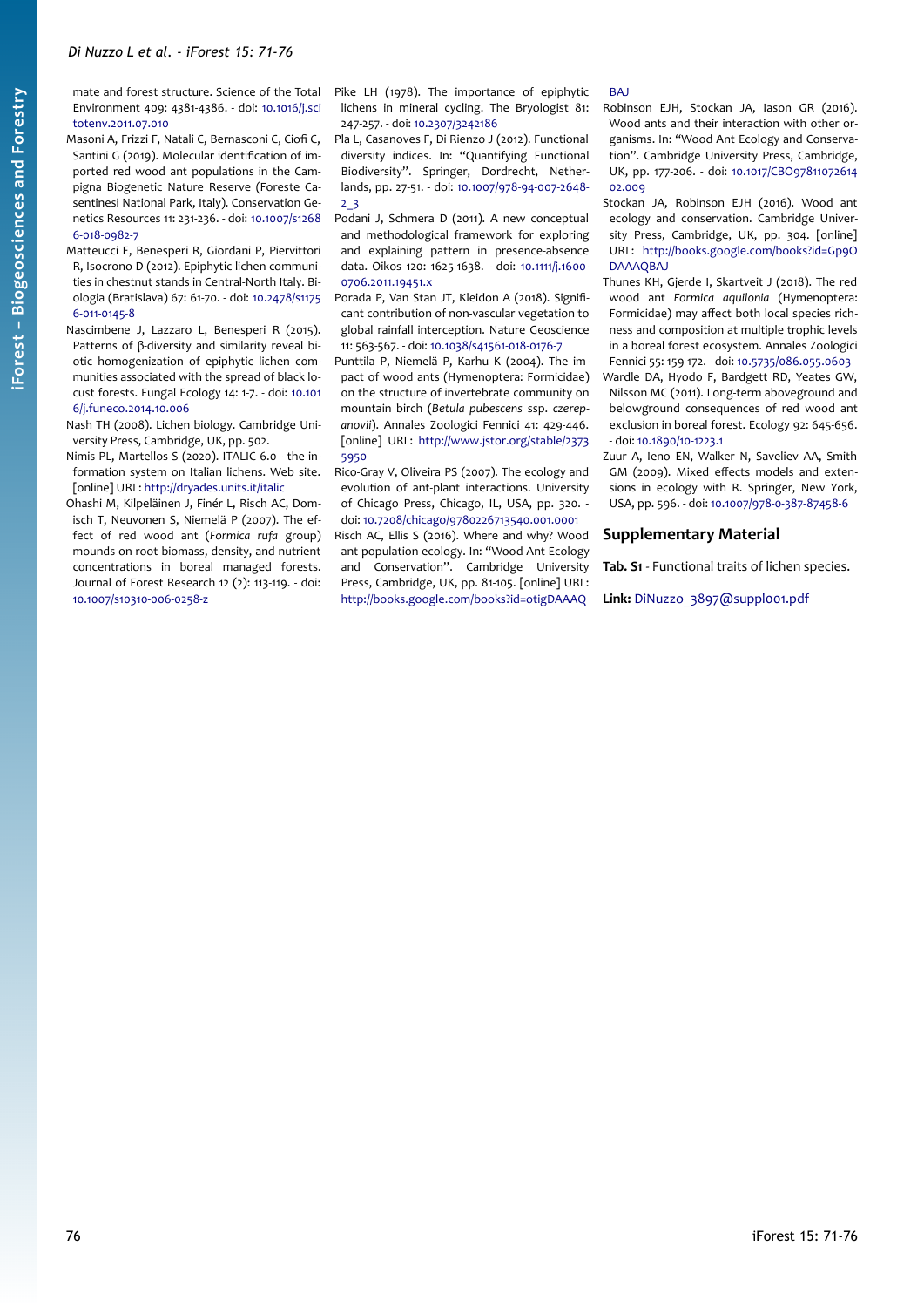mate and forest structure. Science of the Total Environment 409: 4381-4386. - doi: 10.1016/j.scitotenv.2011.07.010

Masoni A, Frizzi F, Natali C, Bernasconi C, Ciofi C, Santini G (2019). Molecular identification of imported red wood ant populations in the Campigna Biogenetic Nature Reserve (Foreste Casentinesi National Park, Italy). Conservation Genetics Resources 11: 231-236. - doi: 10.1007/s12686-018-0982-7

Matteucci E, Benesperi R, Giordani P, Piervittori R, Isocrono D (2012). Epiphytic lichen communities in chestnut stands in Central-North Italy. Biologia (Bratislava) 67: 61-70. - doi: 10.2478/s11756-011-0145-8

Nascimbene J, Lazzaro L, Benesperi R (2015). Patterns of β-diversity and similarity reveal biotic homogenization of epiphytic lichen communities associated with the spread of black locust forests. Fungal Ecology 14: 1-7. - doi: 10.1016/j.funeco.2014.10.006

Nash TH (2008). Lichen biology. Cambridge University Press, Cambridge, UK, pp. 502.

Nimis PL, Martellos S (2020). ITALIC 6.0 - the information system on Italian lichens. Web site. [online] URL: http://dryades.units.it/italic

Ohashi M, Kilpeläinen J, Finér L, Risch AC, Domisch T, Neuvonen S, Niemelä P (2007). The effect of red wood ant (*Formica rufa* group) mounds on root biomass, density, and nutrient concentrations in boreal managed forests. Journal of Forest Research 12 (2): 113-119. - doi: 10.1007/s10310-006-0258-z

Pike LH (1978). The importance of epiphytic lichens in mineral cycling. The Bryologist 81: 247-257. - doi: 10.2307/3242186

Pla L, Casanoves F, Di Rienzo J (2012). Functional diversity indices. In: "Quantifying Functional Biodiversity". Springer, Dordrecht, Netherlands, pp. 27-51. - doi: 10.1007/978-94-007-2648-2_3

Podani J, Schmera D (2011). A new conceptual and methodological framework for exploring and explaining pattern in presence-absence data. Oikos 120: 1625-1638. - doi: 10.1111/j.1600-0706.2011.19451.x

Porada P, Van Stan JT, Kleidon A (2018). Significant contribution of non-vascular vegetation to global rainfall interception. Nature Geoscience 11: 563-567. - doi: 10.1038/s41561-018-0176-7

Punttila P, Niemelä P, Karhu K (2004). The impact of wood ants (Hymenoptera: Formicidae) on the structure of invertebrate community on mountain birch (*Betula pubescens* ssp. *czerepanovii*). Annales Zoologici Fennici 41: 429-446. [online] URL: http://www.jstor.org/stable/23735950

Rico-Gray V, Oliveira PS (2007). The ecology and evolution of ant-plant interactions. University of Chicago Press, Chicago, IL, USA, pp. 320. - doi: 10.7208/chicago/9780226713540.001.0001

Risch AC, Ellis S (2016). Where and why? Wood ant population ecology. In: "Wood Ant Ecology and Conservation". Cambridge University Press, Cambridge, UK, pp. 81-105. [online] URL: http://books.google.com/books?id=otigDAAAQBAJ

Robinson EJH, Stockan JA, Iason GR (2016). Wood ants and their interaction with other organisms. In: "Wood Ant Ecology and Conservation". Cambridge University Press, Cambridge, UK, pp. 177-206. - doi: 10.1017/CBO9781107261402.009

Stockan JA, Robinson EJH (2016). Wood ant ecology and conservation. Cambridge University Press, Cambridge, UK, pp. 304. [online] URL: http://books.google.com/books?id=Gp9ODAAAQBAJ

Thunes KH, Gjerde I, Skartveit J (2018). The red wood ant *Formica aquilonia* (Hymenoptera: Formicidae) may affect both local species richness and composition at multiple trophic levels in a boreal forest ecosystem. Annales Zoologici Fennici 55: 159-172. - doi: 10.5735/086.055.0603

Wardle DA, Hyodo F, Bardgett RD, Yeates GW, Nilsson MC (2011). Long-term aboveground and belowground consequences of red wood ant exclusion in boreal forest. Ecology 92: 645-656. - doi: 10.1890/10-1223.1

Zuur A, Ieno EN, Walker N, Saveliev AA, Smith GM (2009). Mixed effects models and extensions in ecology with R. Springer, New York, USA, pp. 596. - doi: 10.1007/978-0-387-87458-6

## Supplementary Material

**Tab. S1** - Functional traits of lichen species.

**Link:** DiNuzzo_3897@suppl001.pdf